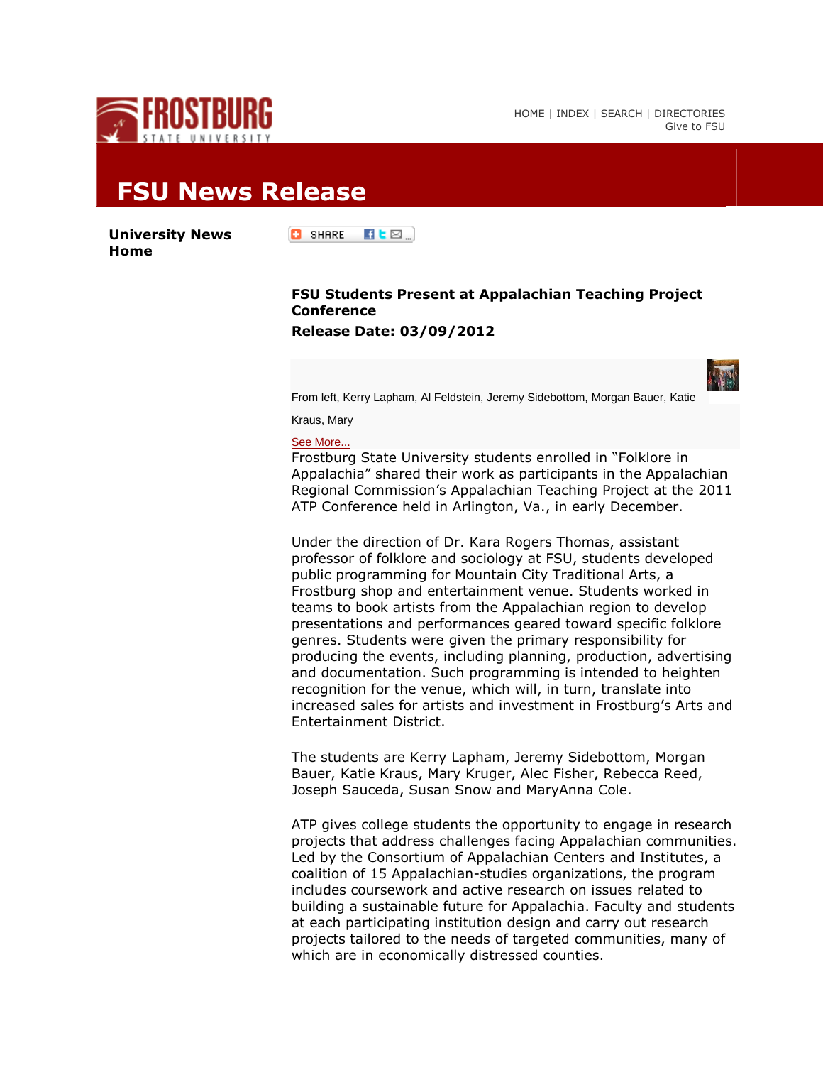HOME | INDEX | SEARCH | DIRECTORIES
Give to FSU

# FSU News Release

**University News Home**

SHARE

## FSU Students Present at Appalachian Teaching Project Conference

**Release Date: 03/09/2012**

From left, Kerry Lapham, Al Feldstein, Jeremy Sidebottom, Morgan Bauer, Katie Kraus, Mary

See More...

Frostburg State University students enrolled in "Folklore in Appalachia" shared their work as participants in the Appalachian Regional Commission's Appalachian Teaching Project at the 2011 ATP Conference held in Arlington, Va., in early December.

Under the direction of Dr. Kara Rogers Thomas, assistant professor of folklore and sociology at FSU, students developed public programming for Mountain City Traditional Arts, a Frostburg shop and entertainment venue. Students worked in teams to book artists from the Appalachian region to develop presentations and performances geared toward specific folklore genres. Students were given the primary responsibility for producing the events, including planning, production, advertising and documentation. Such programming is intended to heighten recognition for the venue, which will, in turn, translate into increased sales for artists and investment in Frostburg's Arts and Entertainment District.

The students are Kerry Lapham, Jeremy Sidebottom, Morgan Bauer, Katie Kraus, Mary Kruger, Alec Fisher, Rebecca Reed, Joseph Sauceda, Susan Snow and MaryAnna Cole.

ATP gives college students the opportunity to engage in research projects that address challenges facing Appalachian communities. Led by the Consortium of Appalachian Centers and Institutes, a coalition of 15 Appalachian-studies organizations, the program includes coursework and active research on issues related to building a sustainable future for Appalachia. Faculty and students at each participating institution design and carry out research projects tailored to the needs of targeted communities, many of which are in economically distressed counties.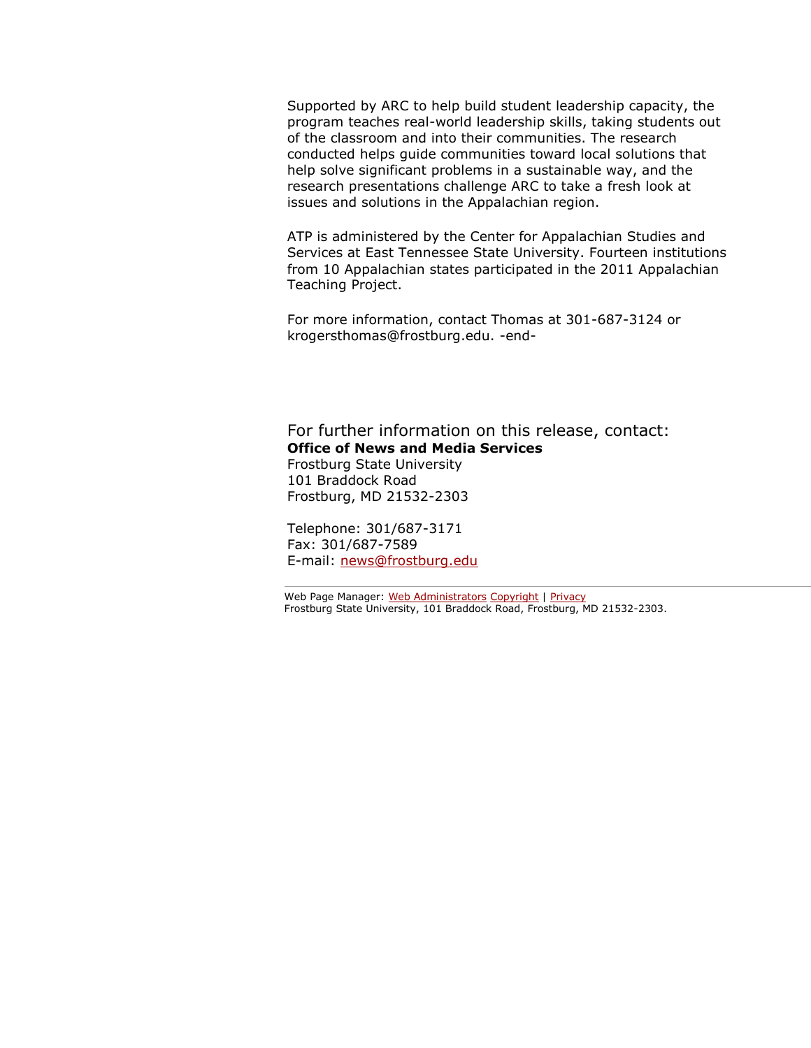Supported by ARC to help build student leadership capacity, the program teaches real-world leadership skills, taking students out of the classroom and into their communities. The research conducted helps guide communities toward local solutions that help solve significant problems in a sustainable way, and the research presentations challenge ARC to take a fresh look at issues and solutions in the Appalachian region.

ATP is administered by the Center for Appalachian Studies and Services at East Tennessee State University. Fourteen institutions from 10 Appalachian states participated in the 2011 Appalachian Teaching Project.

For more information, contact Thomas at 301-687-3124 or krogersthomas@frostburg.edu. -end-

For further information on this release, contact:
**Office of News and Media Services**
Frostburg State University
101 Braddock Road
Frostburg, MD 21532-2303

Telephone: 301/687-3171
Fax: 301/687-7589
E-mail: news@frostburg.edu

Web Page Manager: Web Administrators Copyright | Privacy
Frostburg State University, 101 Braddock Road, Frostburg, MD 21532-2303.